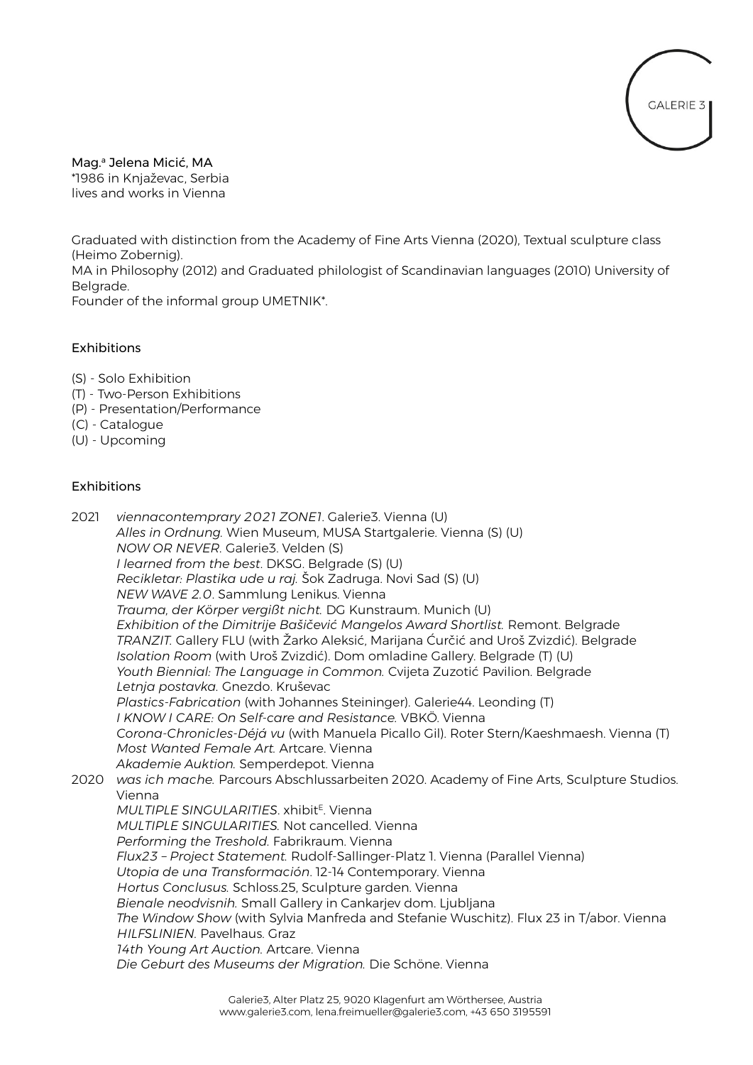Mag.a Jelena Micić, MA
*1986 in Knjaževac, Serbia
lives and works in Vienna

Graduated with distinction from the Academy of Fine Arts Vienna (2020), Textual sculpture class (Heimo Zobernig).
MA in Philosophy (2012) and Graduated philologist of Scandinavian languages (2010) University of Belgrade.
Founder of the informal group UMETNIK*.

## Exhibitions

(S) - Solo Exhibition
(T) - Two-Person Exhibitions
(P) - Presentation/Performance
(C) - Catalogue
(U) - Upcoming

## Exhibitions

2021 *viennacontemprary 2021 ZONE1*. Galerie3. Vienna (U)
*Alles in Ordnung.* Wien Museum, MUSA Startgalerie. Vienna (S) (U)
*NOW OR NEVER.* Galerie3. Velden (S)
*I learned from the best*. DKSG. Belgrade (S) (U)
*Recikletar: Plastika ude u raj.* Šok Zadruga. Novi Sad (S) (U)
*NEW WAVE 2.0*. Sammlung Lenikus. Vienna
*Trauma, der Körper vergißt nicht.* DG Kunstraum. Munich (U)
*Exhibition of the Dimitrije Bašičević Mangelos Award Shortlist.* Remont. Belgrade
*TRANZIT.* Gallery FLU (with Žarko Aleksić, Marijana Ćurčić and Uroš Zvizdić). Belgrade
*Isolation Room* (with Uroš Zvizdić). Dom omladine Gallery. Belgrade (T) (U)
*Youth Biennial: The Language in Common.* Cvijeta Zuzotić Pavilion. Belgrade
*Letnja postavka.* Gnezdo. Kruševac
*Plastics-Fabrication* (with Johannes Steininger). Galerie44. Leonding (T)
*I KNOW I CARE: On Self-care and Resistance.* VBKÖ. Vienna
*Corona-Chronicles-Déjá vu* (with Manuela Picallo Gil). Roter Stern/Kaeshmaesh. Vienna (T)
*Most Wanted Female Art.* Artcare. Vienna
*Akademie Auktion.* Semperdepot. Vienna

2020 *was ich mache.* Parcours Abschlussarbeiten 2020. Academy of Fine Arts, Sculpture Studios. Vienna
*MULTIPLE SINGULARITIES*. xhibitE. Vienna
*MULTIPLE SINGULARITIES.* Not cancelled. Vienna
*Performing the Treshold.* Fabrikraum. Vienna
*Flux23 – Project Statement.* Rudolf-Sallinger-Platz 1. Vienna (Parallel Vienna)
*Utopia de una Transformación*. 12-14 Contemporary. Vienna
*Hortus Conclusus.* Schloss.25, Sculpture garden. Vienna
*Bienale neodvisnih.* Small Gallery in Cankarjev dom. Ljubljana
*The Window Show* (with Sylvia Manfreda and Stefanie Wuschitz). Flux 23 in T/abor. Vienna
*HILFSLINIEN*. Pavelhaus. Graz
*14th Young Art Auction.* Artcare. Vienna
*Die Geburt des Museums der Migration.* Die Schöne. Vienna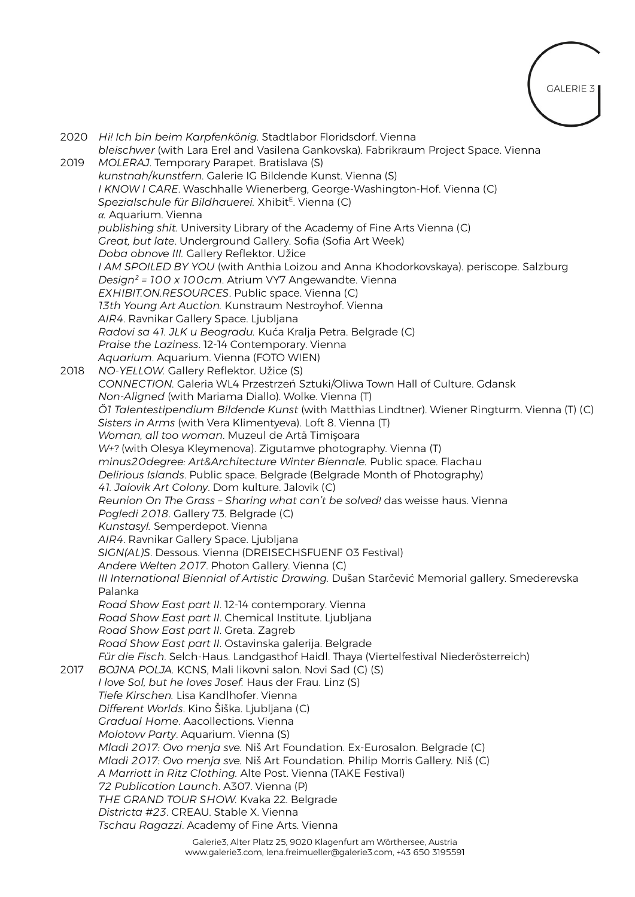2020 *Hi! Ich bin beim Karpfenkönig*. Stadtlabor Floridsdorf. Vienna
*bleischwer* (with Lara Erel and Vasilena Gankovska). Fabrikraum Project Space. Vienna

2019 *MOLERAJ*. Temporary Parapet. Bratislava (S)
*kunstnah/kunstfern*. Galerie IG Bildende Kunst. Vienna (S)
*I KNOW I CARE*. Waschhalle Wienerberg, George-Washington-Hof. Vienna (C)
*Spezialschule für Bildhauerei.* Xhibit[E]. Vienna (C)
*α.* Aquarium. Vienna
*publishing shit.* University Library of the Academy of Fine Arts Vienna (C)
*Great, but late*. Underground Gallery. Sofia (Sofia Art Week)
*Doba obnove III.* Gallery Reflektor. Užice
*I AM SPOILED BY YOU* (with Anthia Loizou and Anna Khodorkovskaya). periscope. Salzburg
*Design² = 100 x 100cm*. Atrium VY7 Angewandte. Vienna
*EXHIBIT.ON.RESOURCES*. Public space. Vienna (C)
*13th Young Art Auction.* Kunstraum Nestroyhof. Vienna
*AIR4*. Ravnikar Gallery Space. Ljubljana
*Radovi sa 41. JLK u Beogradu.* Kuća Kralja Petra. Belgrade (C)
*Praise the Laziness*. 12-14 Contemporary. Vienna
*Aquarium*. Aquarium. Vienna (FOTO WIEN)

2018 *NO-YELLOW.* Gallery Reflektor. Užice (S)
*CONNECTION.* Galeria WL4 Przestrzeń Sztuki/Oliwa Town Hall of Culture. Gdansk
*Non-Aligned* (with Mariama Diallo). Wolke. Vienna (T)
*Ö1 Talentestipendium Bildende Kunst* (with Matthias Lindtner). Wiener Ringturm. Vienna (T) (C)
*Sisters in Arms* (with Vera Klimentyeva). Loft 8. Vienna (T)
*Woman, all too woman*. Muzeul de Artă Timişoara
*W+?* (with Olesya Kleymenova). Zigutamve photography. Vienna (T)
*minus20degree: Art&Architecture Winter Biennale.* Public space. Flachau
*Delirious Islands*. Public space. Belgrade (Belgrade Month of Photography)
*41. Jalovik Art Colony*. Dom kulture. Jalovik (C)
*Reunion On The Grass – Sharing what can't be solved!* das weisse haus. Vienna
*Pogledi 2018*. Gallery 73. Belgrade (C)
*Kunstasyl.* Semperdepot. Vienna
*AIR4*. Ravnikar Gallery Space. Ljubljana
*SIGN(AL)S*. Dessous. Vienna (DREISECHSFUENF 03 Festival)
*Andere Welten 2017*. Photon Gallery. Vienna (C)
*III International Biennial of Artistic Drawing.* Dušan Starčević Memorial gallery. Smederevska Palanka
*Road Show East part II*. 12-14 contemporary. Vienna
*Road Show East part II*. Chemical Institute. Ljubljana
*Road Show East part II*. Greta. Zagreb
*Road Show East part II*. Ostavinska galerija. Belgrade
*Für die Fisch*. Selch-Haus. Landgasthof Haidl. Thaya (Viertelfestival Niederösterreich)

2017 *BOJNA POLJA.* KCNS, Mali likovni salon. Novi Sad (C) (S)
*I love Sol, but he loves Josef.* Haus der Frau. Linz (S)
*Tiefe Kirschen.* Lisa Kandlhofer. Vienna
*Different Worlds*. Kino Šiška. Ljubljana (C)
*Gradual Home*. Aacollections. Vienna
*Molotovv Party*. Aquarium. Vienna (S)
*Mladi 2017: Ovo menja sve.* Niš Art Foundation. Ex-Eurosalon. Belgrade (C)
*Mladi 2017: Ovo menja sve.* Niš Art Foundation. Philip Morris Gallery. Niš (C)
*A Marriott in Ritz Clothing.* Alte Post. Vienna (TAKE Festival)
*72 Publication Launch*. A307. Vienna (P)
*THE GRAND TOUR SHOW.* Kvaka 22. Belgrade
*Districta #23*. CREAU. Stable X. Vienna
*Tschau Ragazzi*. Academy of Fine Arts. Vienna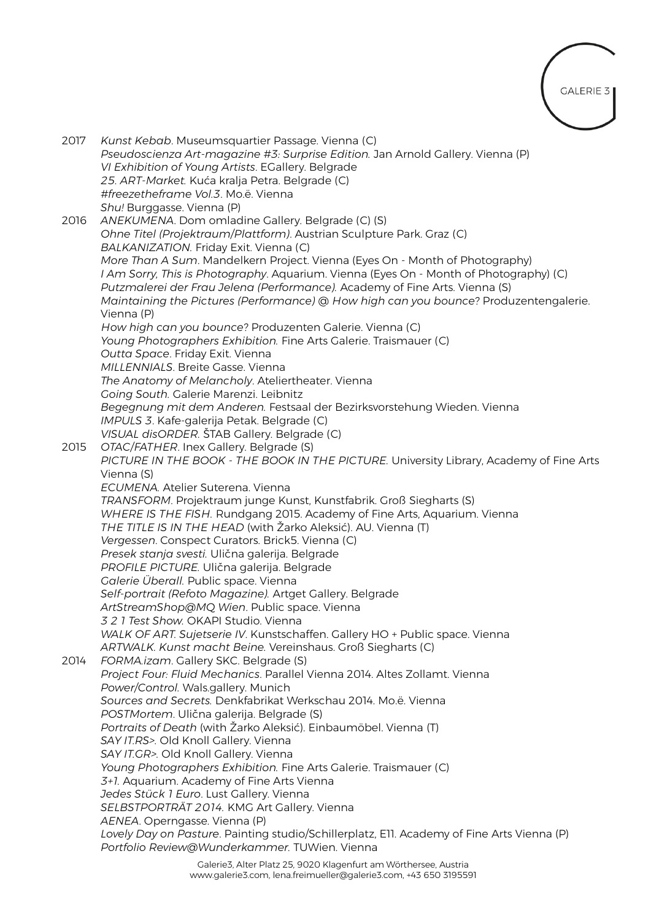2017 *Kunst Kebab*. Museumsquartier Passage. Vienna (C)
*Pseudoscienza Art-magazine #3: Surprise Edition.* Jan Arnold Gallery. Vienna (P)
*VI Exhibition of Young Artists*. EGallery. Belgrade
*25. ART-Market.* Kuća kralja Petra. Belgrade (C)
*#freezetheframe Vol.3*. Mo.ë. Vienna
*Shu!* Burggasse. Vienna (P)

2016 *ANEKUMENA*. Dom omladine Gallery. Belgrade (C) (S)
*Ohne Titel (Projektraum/Plattform)*. Austrian Sculpture Park. Graz (C)
*BALKANIZATION.* Friday Exit. Vienna (C)
*More Than A Sum*. Mandelkern Project. Vienna (Eyes On - Month of Photography)
*I Am Sorry, This is Photography*. Aquarium. Vienna (Eyes On - Month of Photography) (C)
*Putzmalerei der Frau Jelena (Performance).* Academy of Fine Arts. Vienna (S)
*Maintaining the Pictures (Performance) @ How high can you bounce*? Produzentengalerie. Vienna (P)
*How high can you bounce*? Produzenten Galerie. Vienna (C)
*Young Photographers Exhibition.* Fine Arts Galerie. Traismauer (C)
*Outta Space*. Friday Exit. Vienna
*MILLENNIALS*. Breite Gasse. Vienna
*The Anatomy of Melancholy*. Ateliertheater. Vienna
*Going South.* Galerie Marenzi. Leibnitz
*Begegnung mit dem Anderen.* Festsaal der Bezirksvorstehung Wieden. Vienna
*IMPULS 3*. Kafe-galerija Petak. Belgrade (C)
*VISUAL disORDER.* ŠTAB Gallery. Belgrade (C)

2015 *OTAC/FATHER*. Inex Gallery. Belgrade (S)
*PICTURE IN THE BOOK - THE BOOK IN THE PICTURE.* University Library, Academy of Fine Arts Vienna (S)
*ECUMENA.* Atelier Suterena. Vienna
*TRANSFORM*. Projektraum junge Kunst, Kunstfabrik. Groß Siegharts (S)
*WHERE IS THE FISH*. Rundgang 2015. Academy of Fine Arts, Aquarium. Vienna
*THE TITLE IS IN THE HEAD* (with Žarko Aleksić). AU. Vienna (T)
*Vergessen*. Conspect Curators. Brick5. Vienna (C)
*Presek stanja svesti.* Ulična galerija. Belgrade
*PROFILE PICTURE.* Ulična galerija. Belgrade
*Galerie Überall.* Public space. Vienna
*Self-portrait (Refoto Magazine).* Artget Gallery. Belgrade
*ArtStreamShop@MQ Wien*. Public space. Vienna
*3 2 1 Test Show.* OKAPI Studio. Vienna
*WALK OF ART. Sujetserie IV*. Kunstschaffen. Gallery HO + Public space. Vienna
*ARTWALK. Kunst macht Beine.* Vereinshaus. Groß Siegharts (C)

2014 *FORMA.izam*. Gallery SKC. Belgrade (S)
*Project Four: Fluid Mechanics*. Parallel Vienna 2014. Altes Zollamt. Vienna
*Power/Control.* Wals.gallery. Munich
*Sources and Secrets.* Denkfabrikat Werkschau 2014. Mo.ë. Vienna
*POSTMortem*. Ulična galerija. Belgrade (S)
*Portraits of Death* (with Žarko Aleksić). Einbaumöbel. Vienna (T)
*SAY IT.RS>.* Old Knoll Gallery. Vienna
*SAY IT.GR>.* Old Knoll Gallery. Vienna
*Young Photographers Exhibition.* Fine Arts Galerie. Traismauer (C)
*3+1.* Aquarium. Academy of Fine Arts Vienna
*Jedes Stück 1 Euro*. Lust Gallery. Vienna
*SELBSTPORTRÄT 2014.* KMG Art Gallery. Vienna
*AENEA*. Operngasse. Vienna (P)
*Lovely Day on Pasture*. Painting studio/Schillerplatz, E11. Academy of Fine Arts Vienna (P)
*Portfolio Review@Wunderkammer.* TUWien. Vienna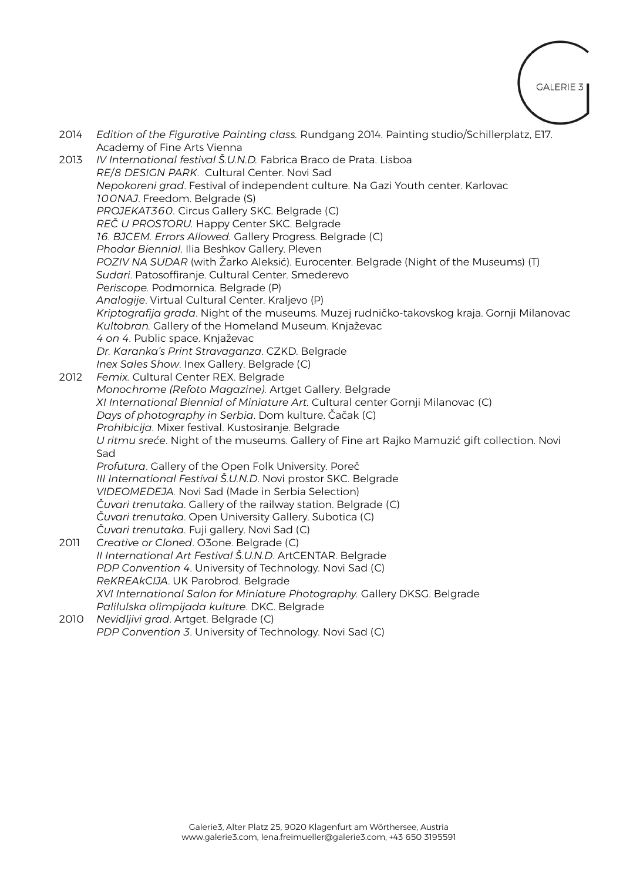2014 *Edition of the Figurative Painting class.* Rundgang 2014. Painting studio/Schillerplatz, E17. Academy of Fine Arts Vienna

2013 *IV International festival Š.U.N.D.* Fabrica Braco de Prata. Lisboa
*RE/8 DESIGN PARK*. Cultural Center. Novi Sad
*Nepokoreni grad*. Festival of independent culture. Na Gazi Youth center. Karlovac
*100NAJ*. Freedom. Belgrade (S)
*PROJEKAT360*. Circus Gallery SKC. Belgrade (C)
*REČ U PROSTORU.* Happy Center SKC. Belgrade
*16. BJCEM. Errors Allowed.* Gallery Progress. Belgrade (C)
*Phodar Biennial*. Ilia Beshkov Gallery. Pleven
*POZIV NA SUDAR* (with Žarko Aleksić). Eurocenter. Belgrade (Night of the Museums) (T)
*Sudari*. Patosoffiranje. Cultural Center. Smederevo
*Periscope.* Podmornica. Belgrade (P)
*Analogije*. Virtual Cultural Center. Kraljevo (P)
*Kriptografija grada*. Night of the museums. Muzej rudničko-takovskog kraja. Gornji Milanovac
*Kultobran.* Gallery of the Homeland Museum. Knjaževac
*4 on 4*. Public space. Knjaževac
*Dr. Karanka's Print Stravaganza*. CZKD. Belgrade
*Inex Sales Show*. Inex Gallery. Belgrade (C)

2012 *Femix.* Cultural Center REX. Belgrade
*Monochrome (Refoto Magazine).* Artget Gallery. Belgrade
*XI International Biennial of Miniature Art.* Cultural center Gornji Milanovac (C)
*Days of photography in Serbia*. Dom kulture. Čačak (C)
*Prohibicija*. Mixer festival. Kustosiranje. Belgrade
*U ritmu sreće*. Night of the museums. Gallery of Fine art Rajko Mamuzić gift collection. Novi Sad
*Profutura*. Gallery of the Open Folk University. Poreč
*III International Festival Š.U.N.D*. Novi prostor SKC. Belgrade
*VIDEOMEDEJA.* Novi Sad (Made in Serbia Selection)
*Čuvari trenutaka*. Gallery of the railway station. Belgrade (C)
*Čuvari trenutaka*. Open University Gallery. Subotica (C)
*Čuvari trenutaka*. Fuji gallery. Novi Sad (C)

2011 *Creative or Cloned*. O3one. Belgrade (C)
*II International Art Festival Š.U.N.D*. ArtCENTAR. Belgrade
*PDP Convention 4*. University of Technology. Novi Sad (C)
*ReKREAkCIJA*. UK Parobrod. Belgrade
*XVI International Salon for Miniature Photography.* Gallery DKSG. Belgrade
*Palilulska olimpijada kulture*. DKC. Belgrade

2010 *Nevidljivi grad*. Artget. Belgrade (C)
*PDP Convention 3*. University of Technology. Novi Sad (C)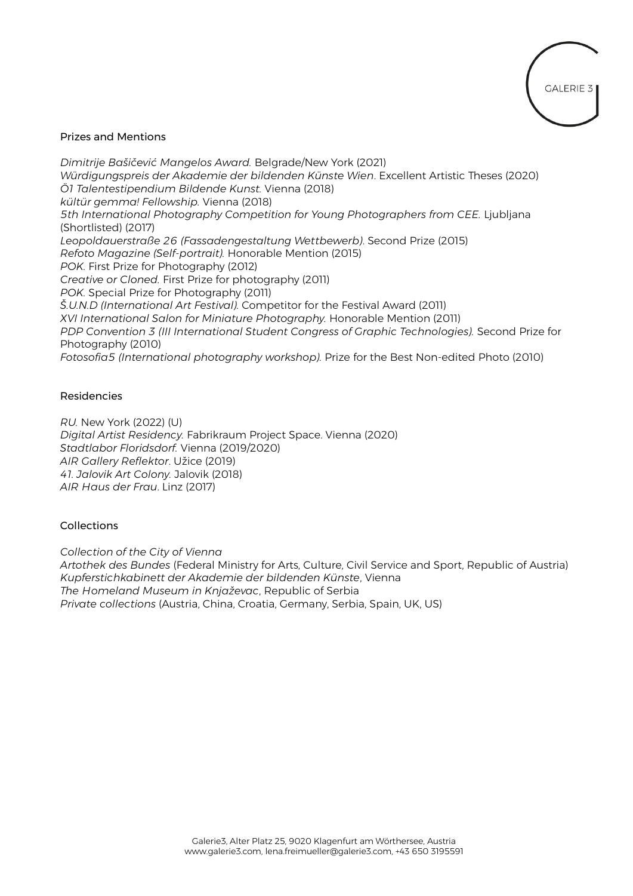## Prizes and Mentions

*Dimitrije Bašičević Mangelos Award.* Belgrade/New York (2021)
*Würdigungspreis der Akademie der bildenden Künste Wien*. Excellent Artistic Theses (2020)
*Ö1 Talentestipendium Bildende Kunst.* Vienna (2018)
*kültür gemma! Fellowship.* Vienna (2018)
*5th International Photography Competition for Young Photographers from CEE.* Ljubljana (Shortlisted) (2017)
*Leopoldauerstraße 26 (Fassadengestaltung Wettbewerb)*. Second Prize (2015)
*Refoto Magazine (Self-portrait).* Honorable Mention (2015)
*POK.* First Prize for Photography (2012)
*Creative or Cloned.* First Prize for photography (2011)
*POK.* Special Prize for Photography (2011)
*Š.U.N.D (International Art Festival).* Competitor for the Festival Award (2011)
*XVI International Salon for Miniature Photography.* Honorable Mention (2011)
*PDP Convention 3 (III International Student Congress of Graphic Technologies).* Second Prize for Photography (2010)
*Fotosofia5 (International photography workshop).* Prize for the Best Non-edited Photo (2010)

## Residencies

*RU.* New York (2022) (U)
*Digital Artist Residency.* Fabrikraum Project Space. Vienna (2020)
*Stadtlabor Floridsdorf.* Vienna (2019/2020)
*AIR Gallery Reflektor*. Užice (2019)
*41. Jalovik Art Colony.* Jalovik (2018)
*AIR Haus der Frau*. Linz (2017)

## Collections

*Collection of the City of Vienna*
*Artothek des Bundes* (Federal Ministry for Arts, Culture, Civil Service and Sport, Republic of Austria)
*Kupferstichkabinett der Akademie der bildenden Künste*, Vienna
*The Homeland Museum in Knjaževac*, Republic of Serbia
*Private collections* (Austria, China, Croatia, Germany, Serbia, Spain, UK, US)